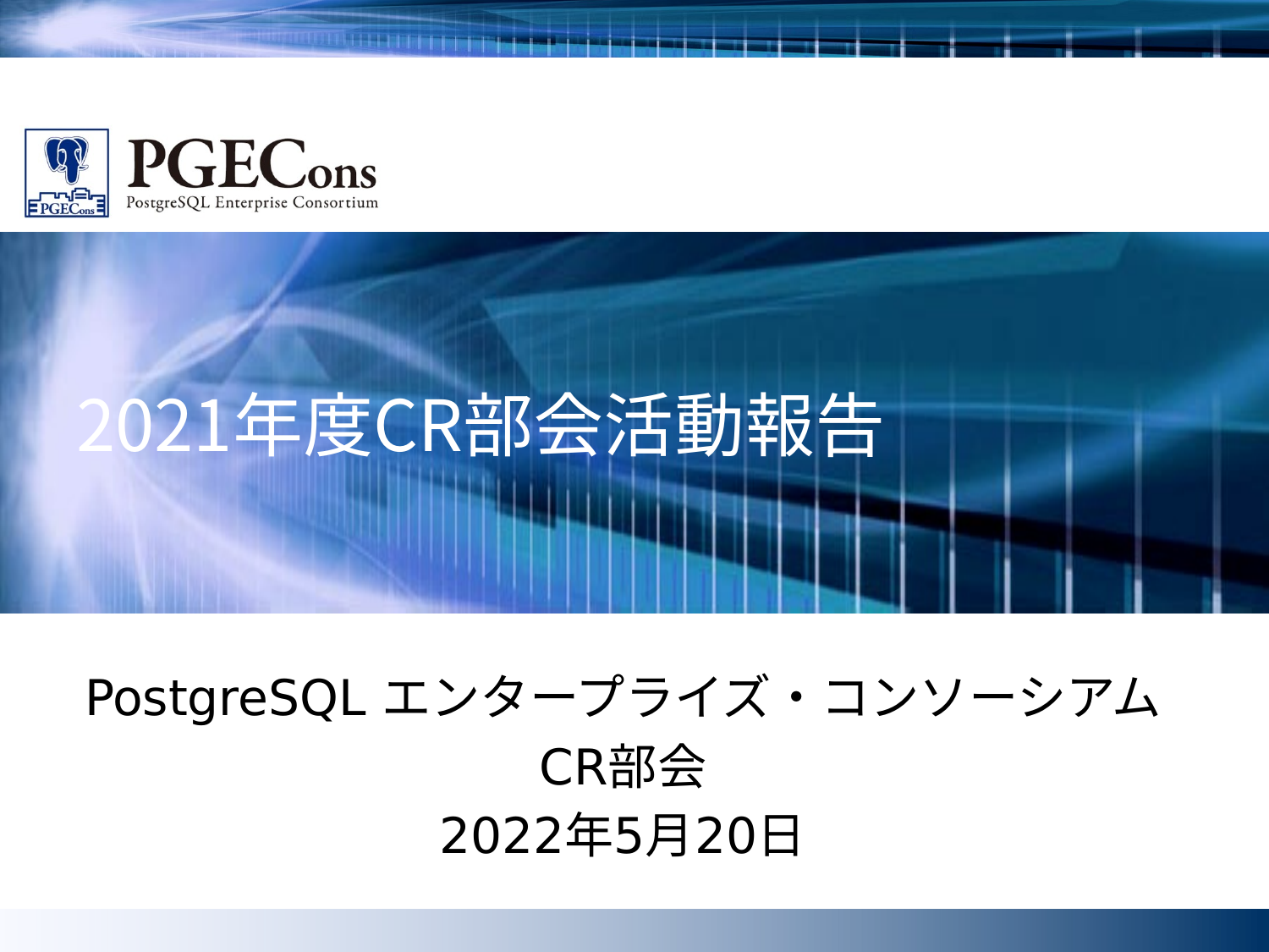PGECons
PostgreSQL Enterprise Consortium

# 2021年度CR部会活動報告

PostgreSQL エンタープライズ・コンソーシアム

CR部会

2022年5月20日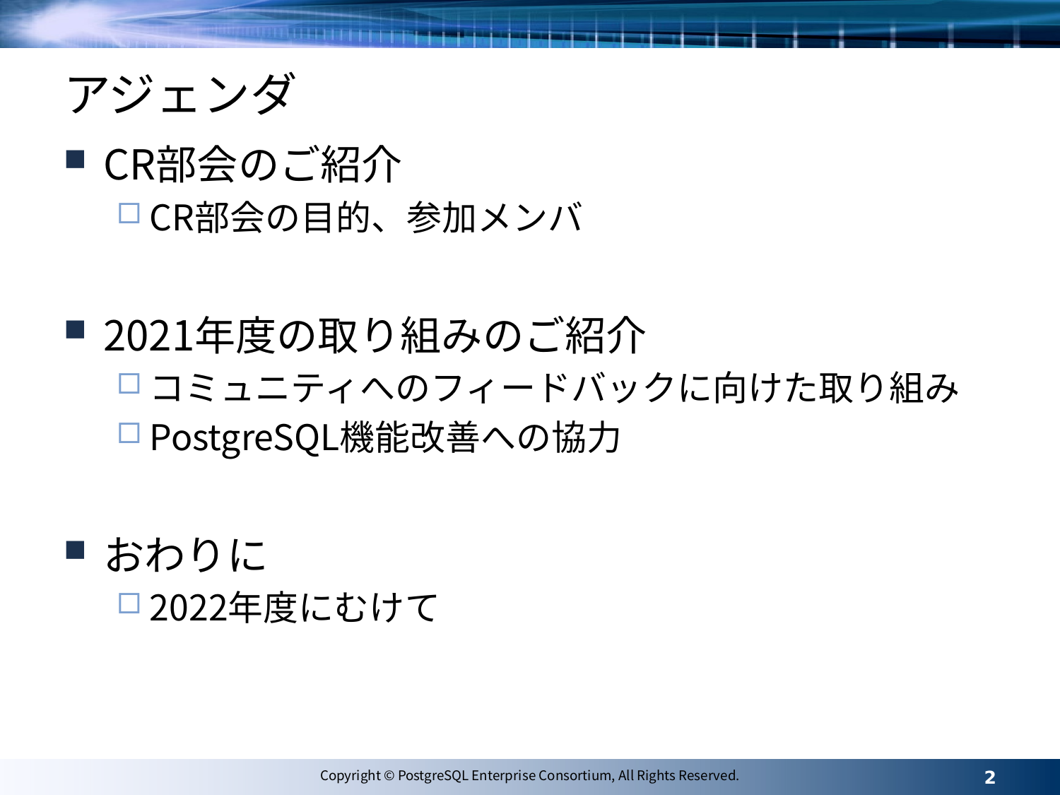# アジェンダ

- CR部会のご紹介
  - CR部会の目的、参加メンバ
- 2021年度の取り組みのご紹介
  - コミュニティへのフィードバックに向けた取り組み
  - PostgreSQL機能改善への協力
- おわりに
  - 2022年度にむけて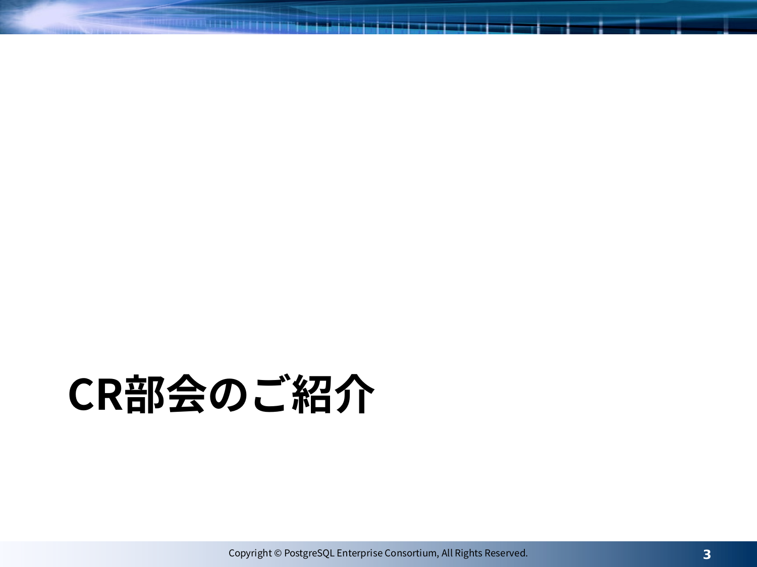# CR部会のご紹介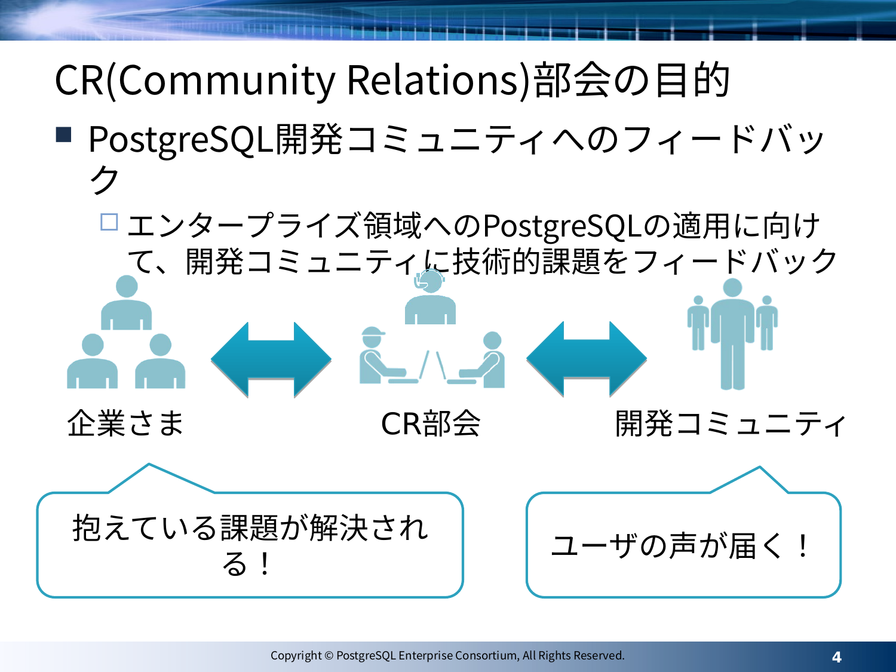# CR(Community Relations)部会の目的

- PostgreSQL開発コミュニティへのフィードバック
  - エンタープライズ領域へのPostgreSQLの適用に向けて、開発コミュニティに技術的課題をフィードバック

企業さま　⇔　CR部会　⇔　開発コミュニティ

抱えている課題が解決される！

ユーザの声が届く！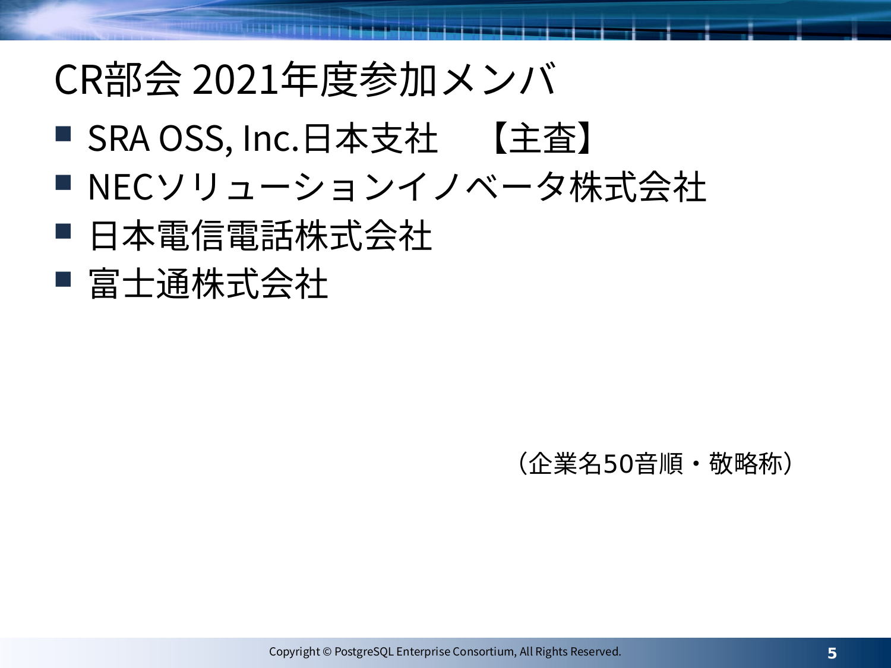# CR部会 2021年度参加メンバ

- SRA OSS, Inc.日本支社　【主査】
- NECソリューションイノベータ株式会社
- 日本電信電話株式会社
- 富士通株式会社

（企業名50音順・敬略称）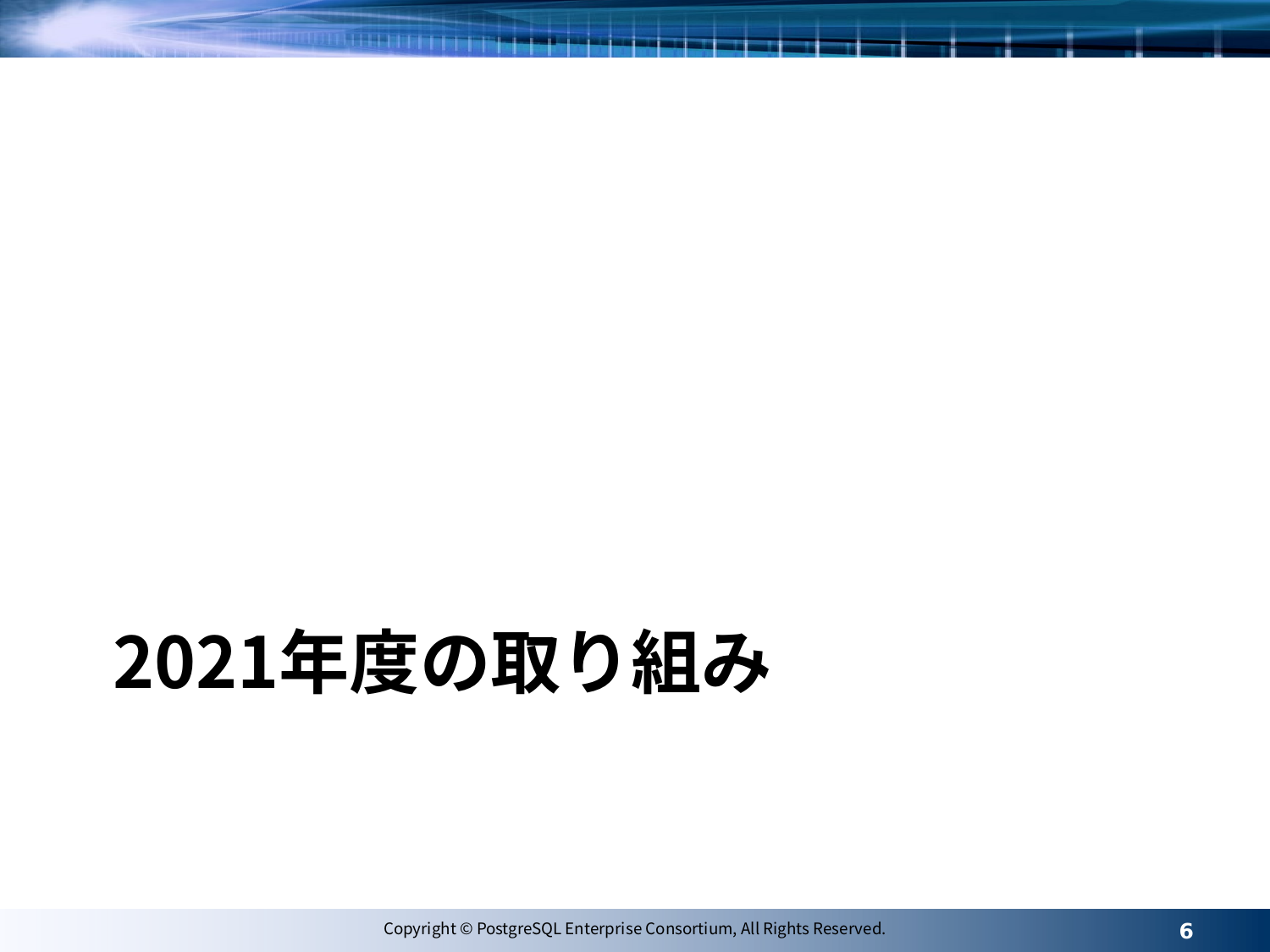# 2021年度の取り組み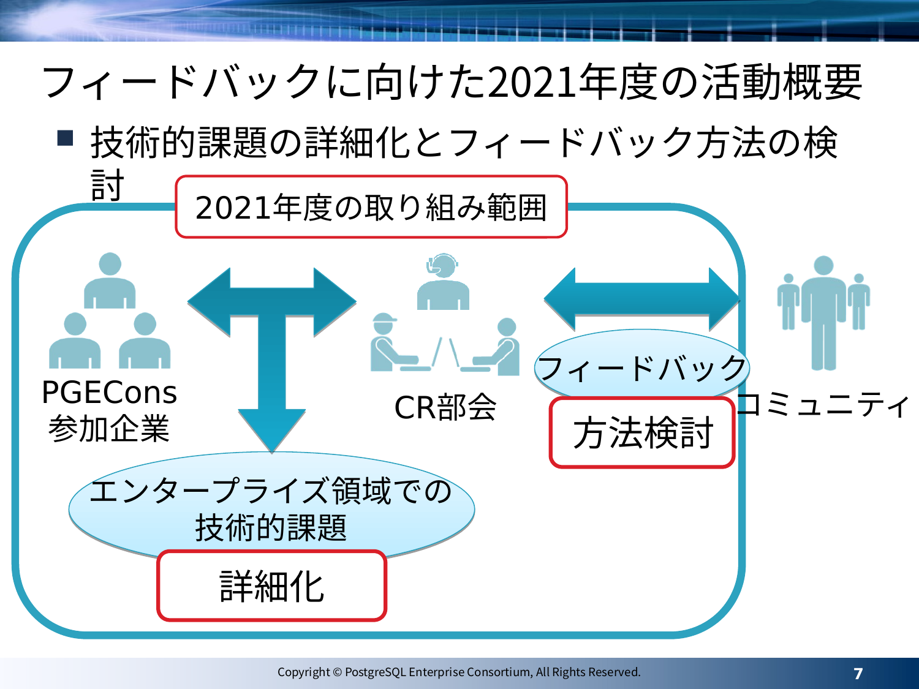# フィードバックに向けた2021年度の活動概要

- 技術的課題の詳細化とフィードバック方法の検討

2021年度の取り組み範囲

PGECons
参加企業

CR部会

コミュニティ

フィードバック

方法検討

エンタープライズ領域での
技術的課題

詳細化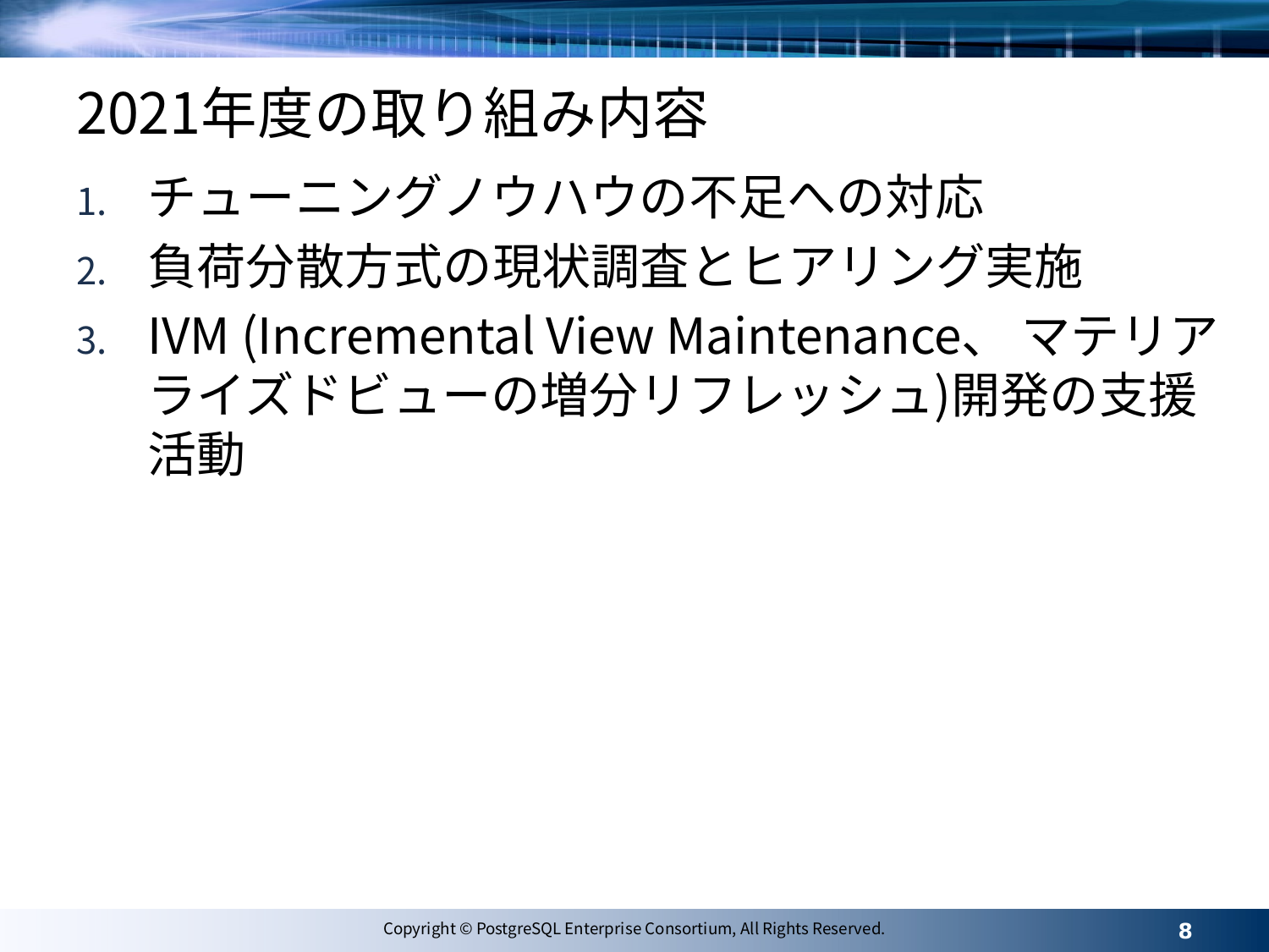# 2021年度の取り組み内容

1. チューニングノウハウの不足への対応
2. 負荷分散方式の現状調査とヒアリング実施
3. IVM (Incremental View Maintenance、 マテリアライズドビューの増分リフレッシュ)開発の支援活動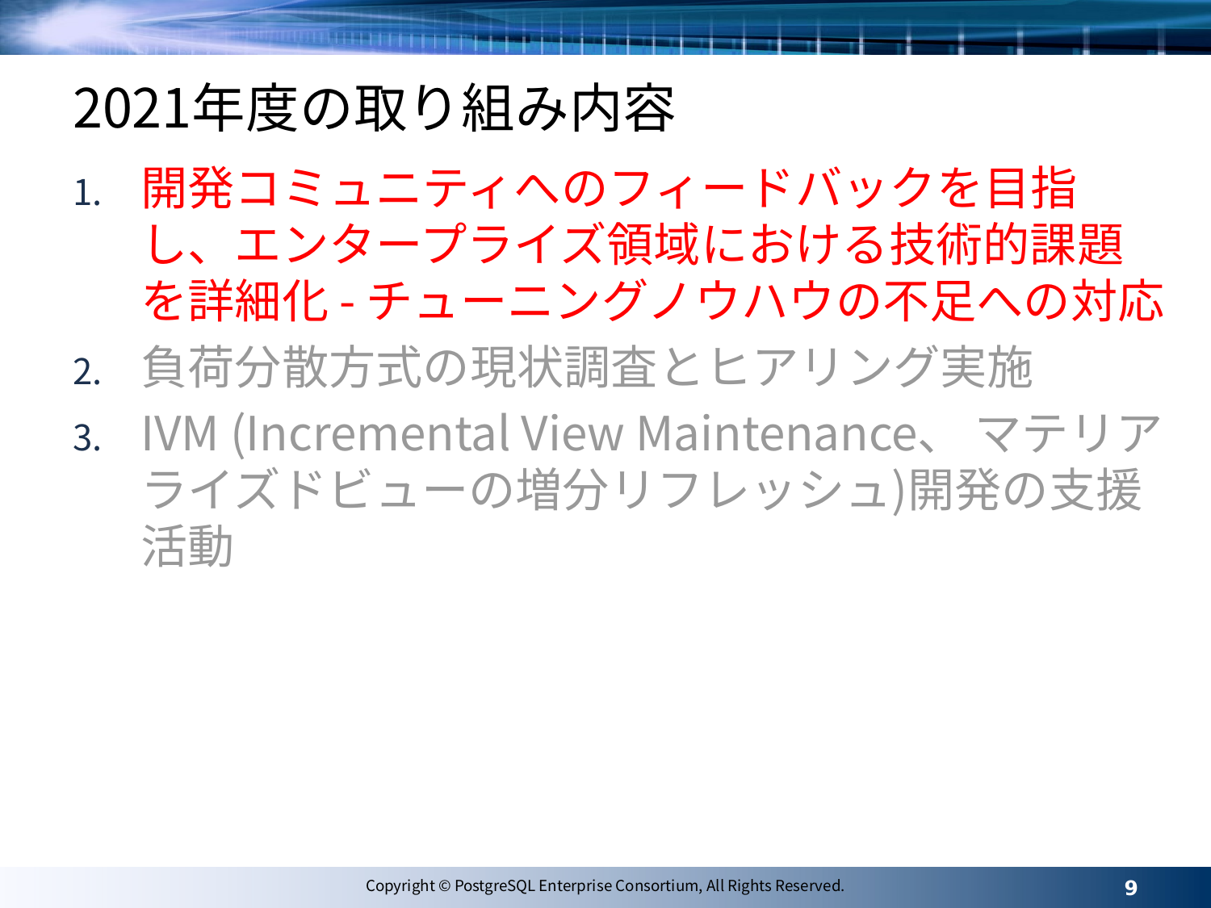# 2021年度の取り組み内容

1. 開発コミュニティへのフィードバックを目指し、エンタープライズ領域における技術的課題を詳細化 - チューニングノウハウの不足への対応
2. 負荷分散方式の現状調査とヒアリング実施
3. IVM (Incremental View Maintenance、 マテリアライズドビューの増分リフレッシュ)開発の支援活動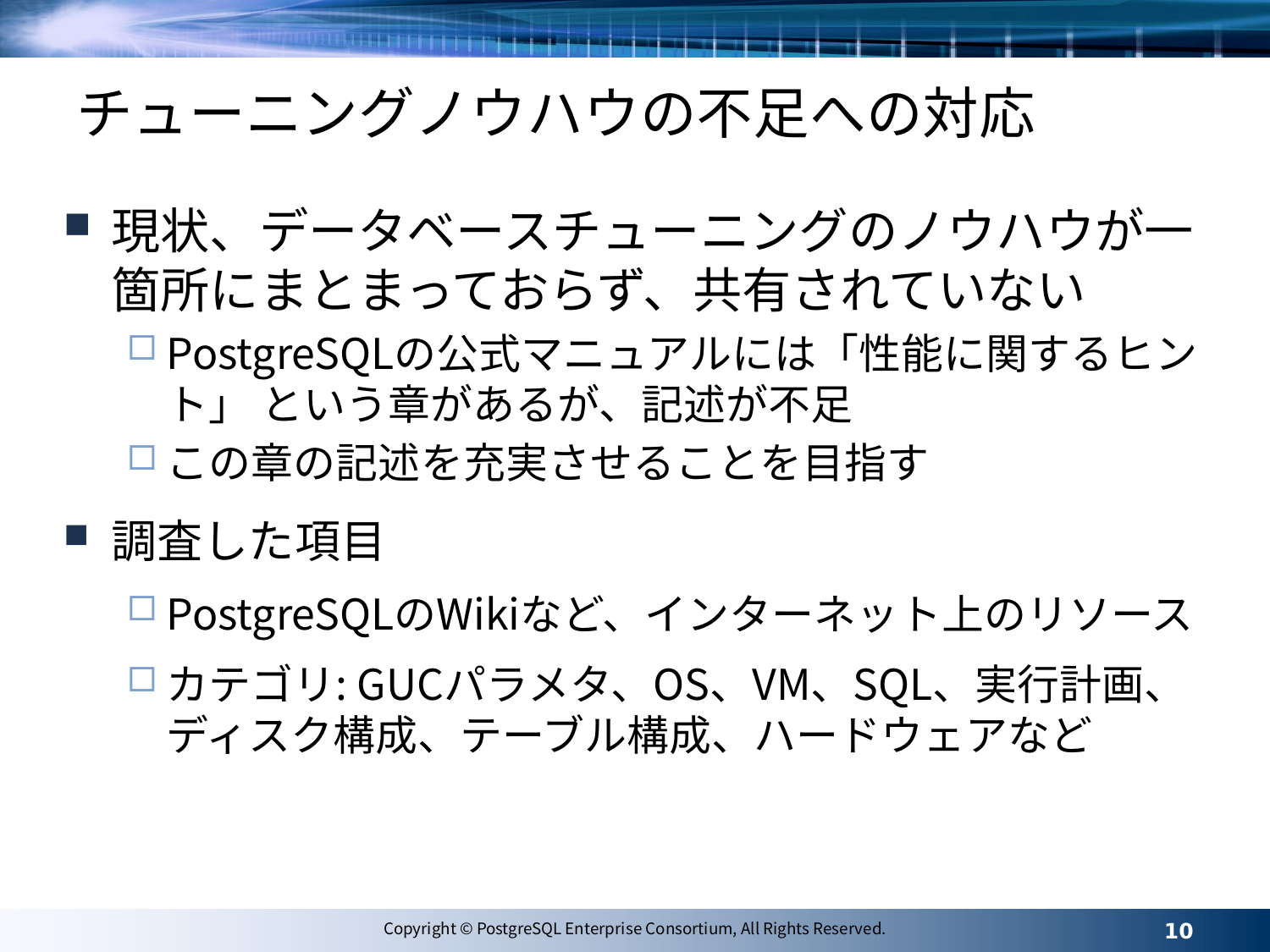# チューニングノウハウの不足への対応

- 現状、データベースチューニングのノウハウが一箇所にまとまっておらず、共有されていない
  - PostgreSQLの公式マニュアルには「性能に関するヒント」 という章があるが、記述が不足
  - この章の記述を充実させることを目指す
- 調査した項目
  - PostgreSQLのWikiなど、インターネット上のリソース
  - カテゴリ: GUCパラメタ、OS、VM、SQL、実行計画、ディスク構成、テーブル構成、ハードウェアなど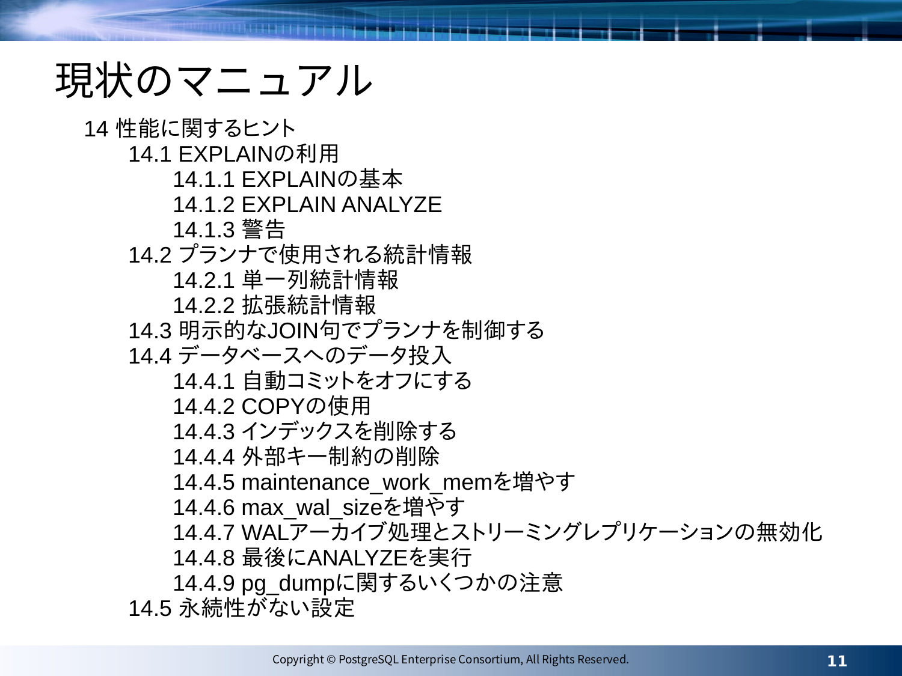# 現状のマニュアル

- 14 性能に関するヒント
  - 14.1 EXPLAINの利用
    - 14.1.1 EXPLAINの基本
    - 14.1.2 EXPLAIN ANALYZE
    - 14.1.3 警告
  - 14.2 プランナで使用される統計情報
    - 14.2.1 単一列統計情報
    - 14.2.2 拡張統計情報
  - 14.3 明示的なJOIN句でプランナを制御する
  - 14.4 データベースへのデータ投入
    - 14.4.1 自動コミットをオフにする
    - 14.4.2 COPYの使用
    - 14.4.3 インデックスを削除する
    - 14.4.4 外部キー制約の削除
    - 14.4.5 maintenance_work_memを増やす
    - 14.4.6 max_wal_sizeを増やす
    - 14.4.7 WALアーカイブ処理とストリーミングレプリケーションの無効化
    - 14.4.8 最後にANALYZEを実行
    - 14.4.9 pg_dumpに関するいくつかの注意
  - 14.5 永続性がない設定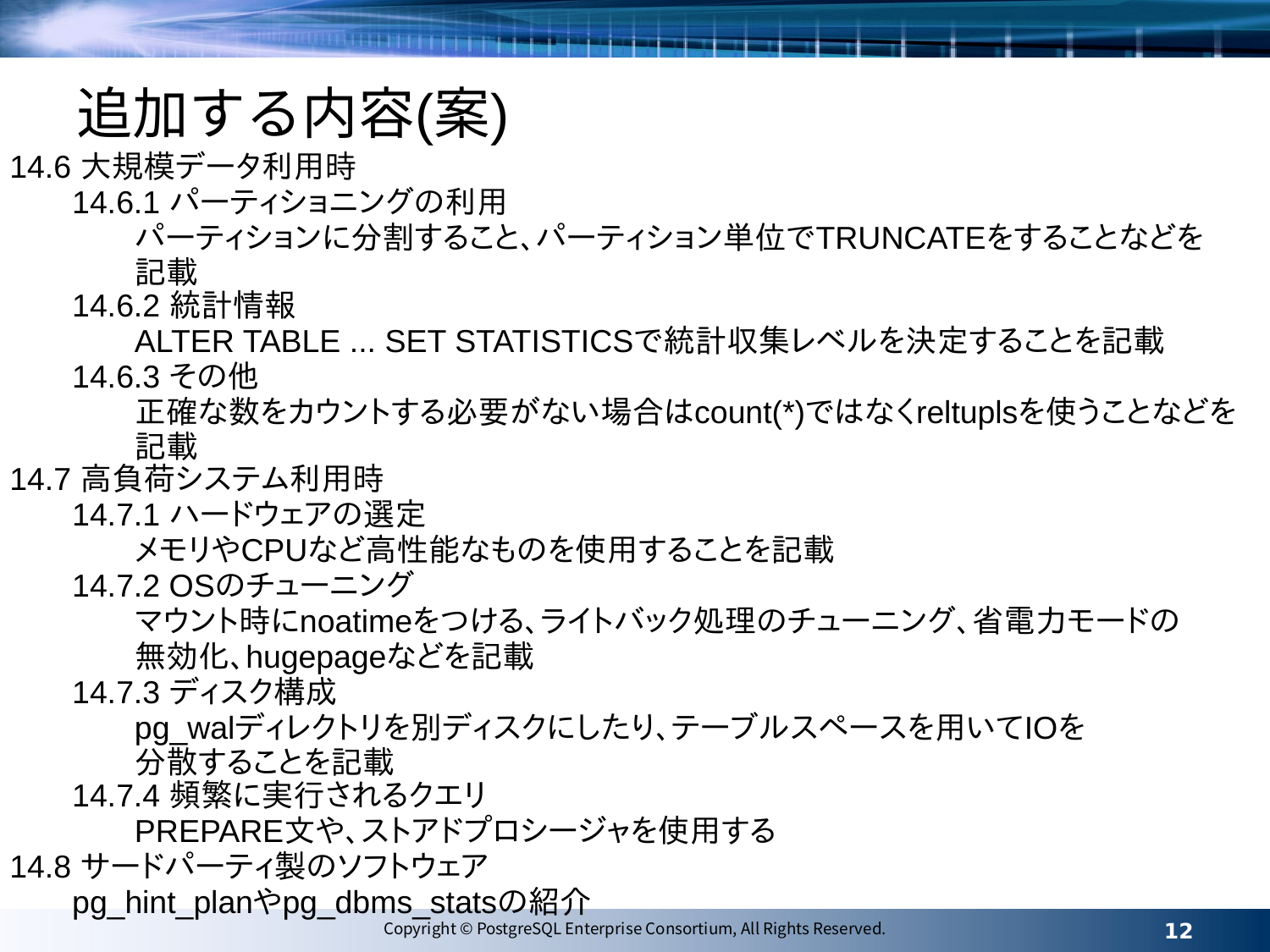# 追加する内容(案)

## 14.6 大規模データ利用時

### 14.6.1 パーティショニングの利用

パーティションに分割すること、パーティション単位でTRUNCATEをすることなどを記載

### 14.6.2 統計情報

ALTER TABLE ... SET STATISTICSで統計収集レベルを決定することを記載

### 14.6.3 その他

正確な数をカウントする必要がない場合はcount(*)ではなくreltuplsを使うことなどを記載

## 14.7 高負荷システム利用時

### 14.7.1 ハードウェアの選定

メモリやCPUなど高性能なものを使用することを記載

### 14.7.2 OSのチューニング

マウント時にnoatimeをつける、ライトバック処理のチューニング、省電力モードの無効化、hugepageなどを記載

### 14.7.3 ディスク構成

pg_walディレクトリを別ディスクにしたり、テーブルスペースを用いてIOを分散することを記載

### 14.7.4 頻繁に実行されるクエリ

PREPARE文や、ストアドプロシージャを使用する

## 14.8 サードパーティ製のソフトウェア

pg_hint_planやpg_dbms_statsの紹介

Copyright © PostgreSQL Enterprise Consortium, All Rights Reserved.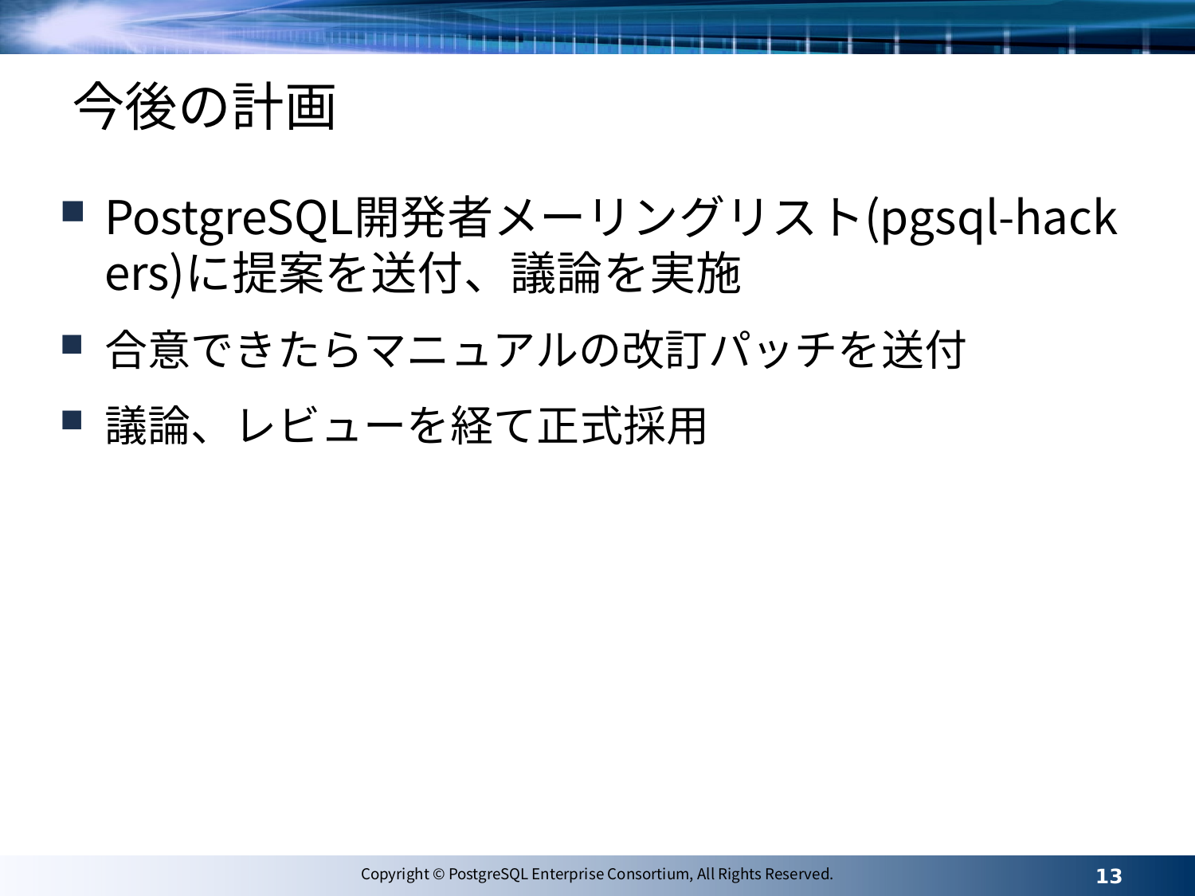# 今後の計画

- PostgreSQL開発者メーリングリスト(pgsql-hackers)に提案を送付、議論を実施
- 合意できたらマニュアルの改訂パッチを送付
- 議論、レビューを経て正式採用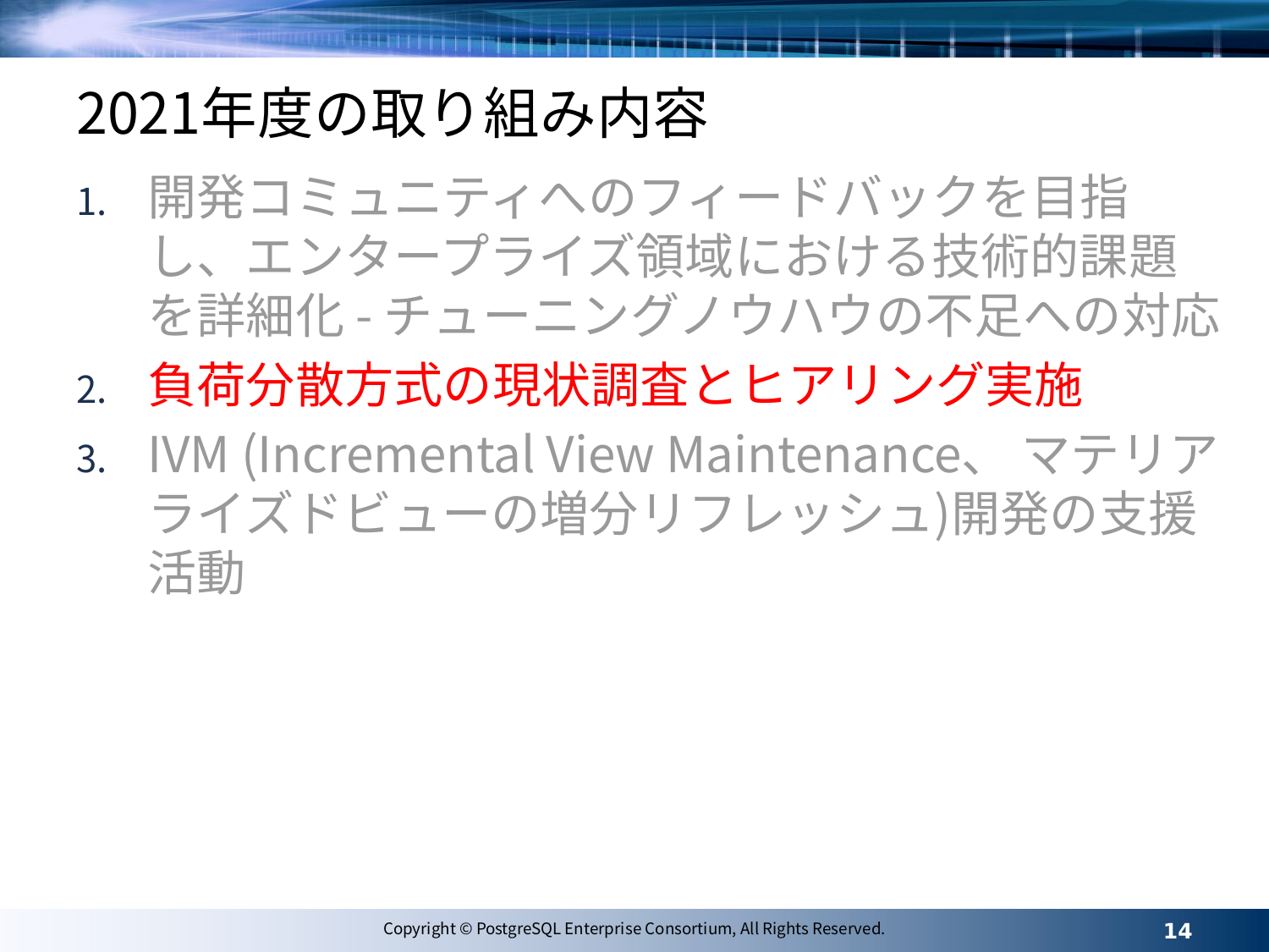# 2021年度の取り組み内容

1. 開発コミュニティへのフィードバックを目指し、エンタープライズ領域における技術的課題を詳細化 - チューニングノウハウの不足への対応
2. 負荷分散方式の現状調査とヒアリング実施
3. IVM (Incremental View Maintenance、 マテリアライズドビューの増分リフレッシュ)開発の支援活動

Copyright © PostgreSQL Enterprise Consortium, All Rights Reserved.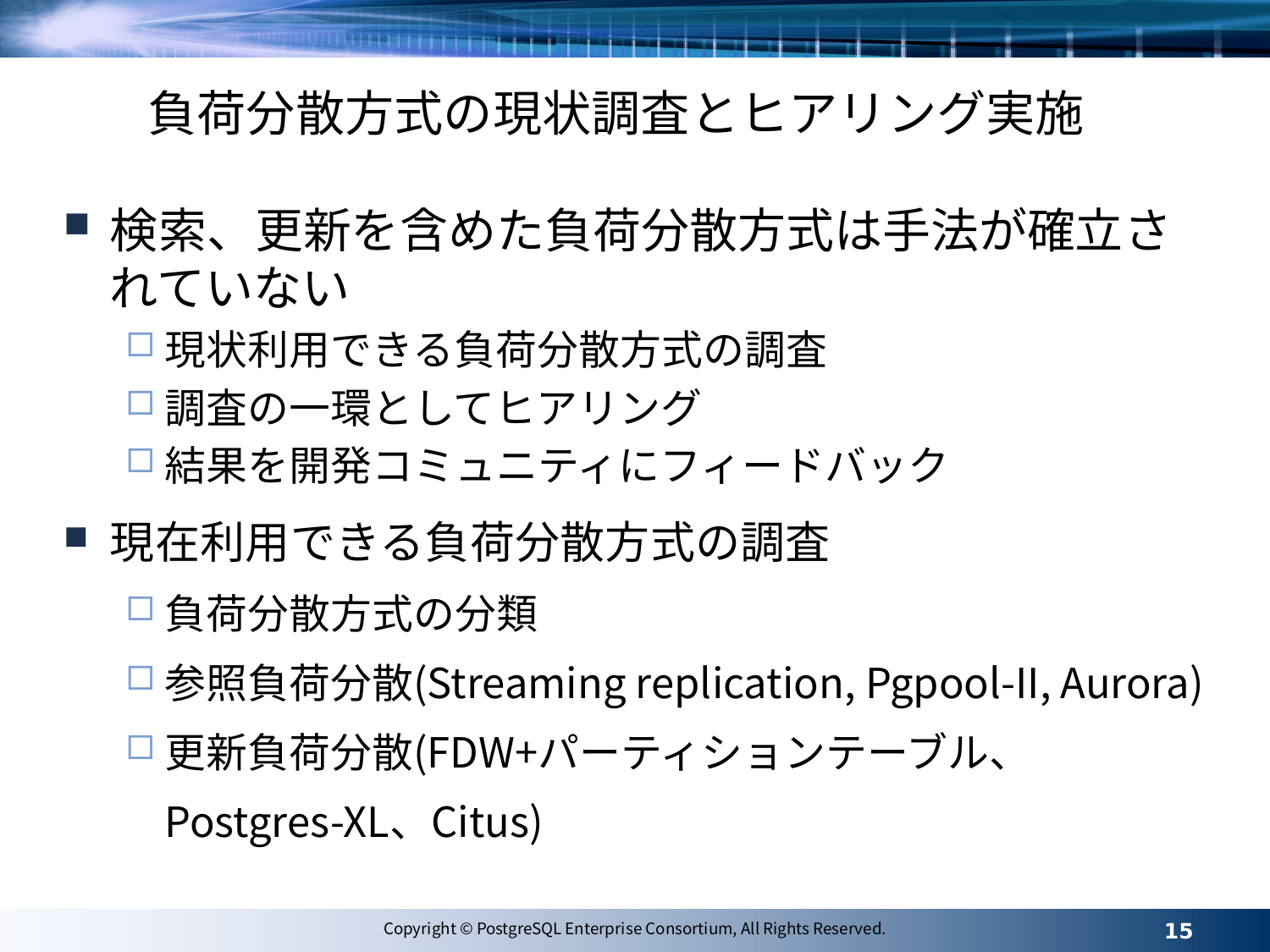# 負荷分散方式の現状調査とヒアリング実施

- 検索、更新を含めた負荷分散方式は手法が確立されていない
  - 現状利用できる負荷分散方式の調査
  - 調査の一環としてヒアリング
  - 結果を開発コミュニティにフィードバック
- 現在利用できる負荷分散方式の調査
  - 負荷分散方式の分類
  - 参照負荷分散(Streaming replication, Pgpool-II, Aurora)
  - 更新負荷分散(FDW+パーティションテーブル、Postgres-XL、Citus)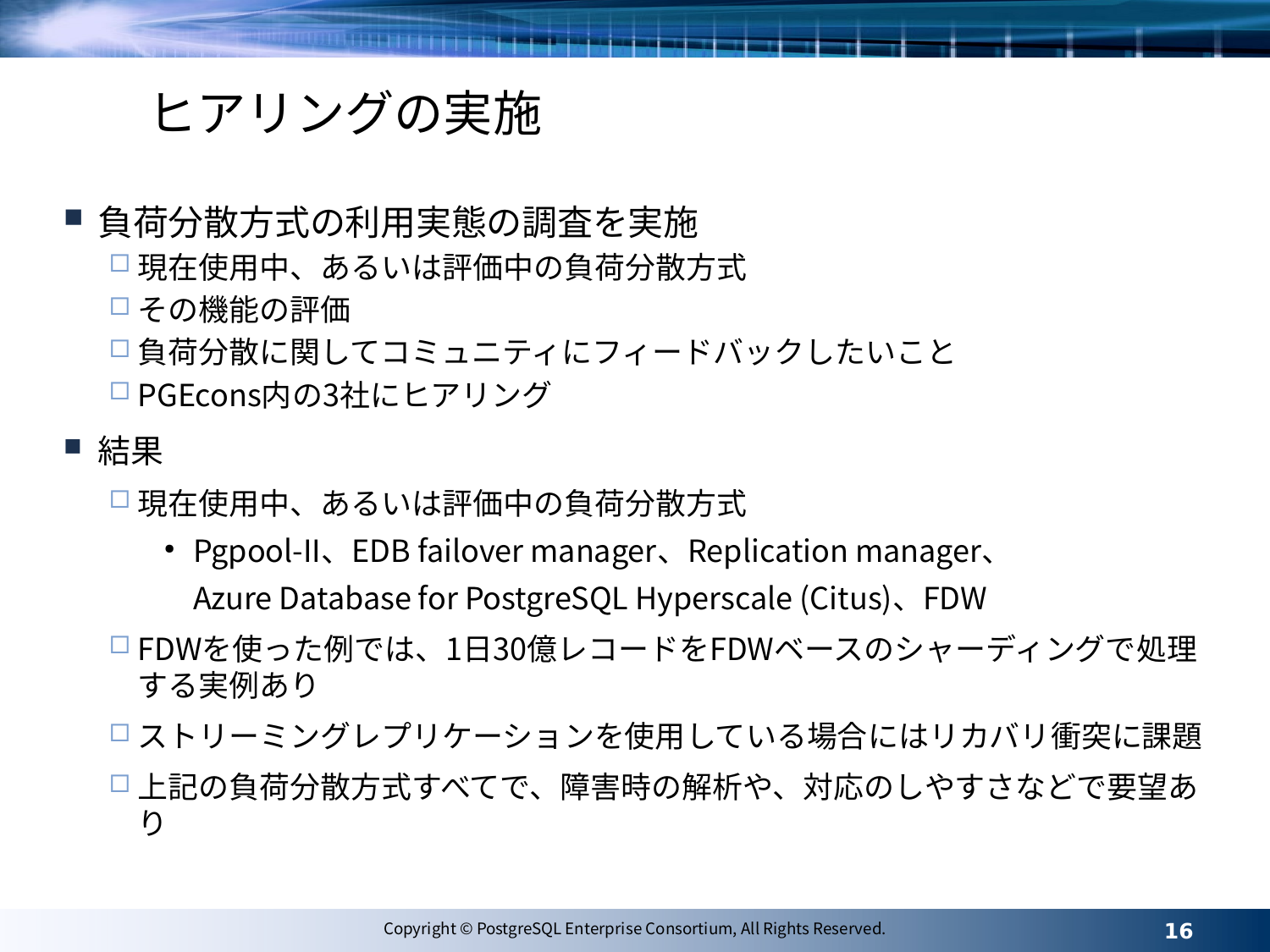# ヒアリングの実施

- 負荷分散方式の利用実態の調査を実施
  - 現在使用中、あるいは評価中の負荷分散方式
  - その機能の評価
  - 負荷分散に関してコミュニティにフィードバックしたいこと
  - PGEcons内の3社にヒアリング
- 結果
  - 現在使用中、あるいは評価中の負荷分散方式
    - Pgpool-II、EDB failover manager、Replication manager、Azure Database for PostgreSQL Hyperscale (Citus)、FDW
  - FDWを使った例では、1日30億レコードをFDWベースのシャーディングで処理する実例あり
  - ストリーミングレプリケーションを使用している場合にはリカバリ衝突に課題
  - 上記の負荷分散方式すべてで、障害時の解析や、対応のしやすさなどで要望あり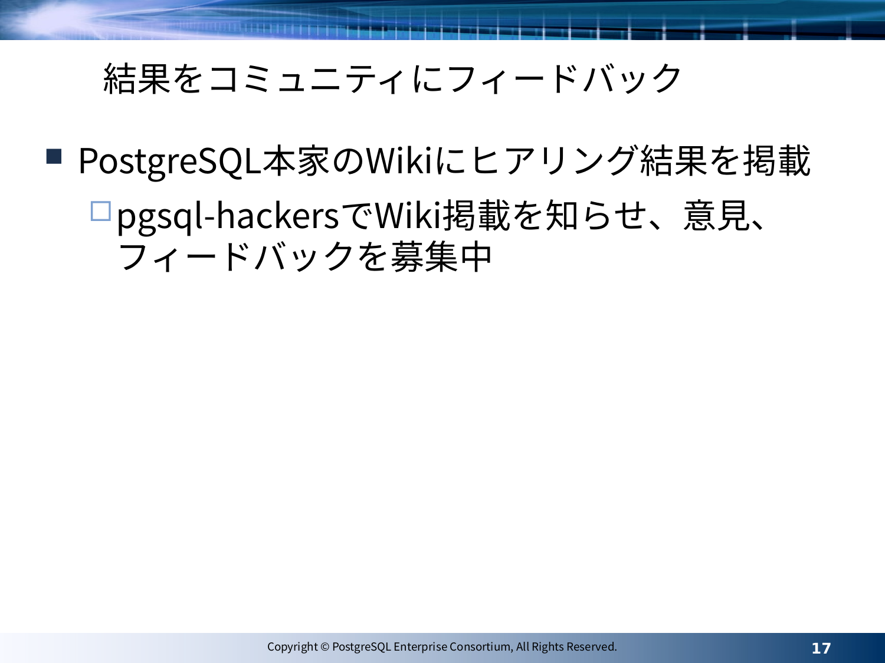# 結果をコミュニティにフィードバック

- PostgreSQL本家のWikiにヒアリング結果を掲載
  - pgsql-hackersでWiki掲載を知らせ、意見、フィードバックを募集中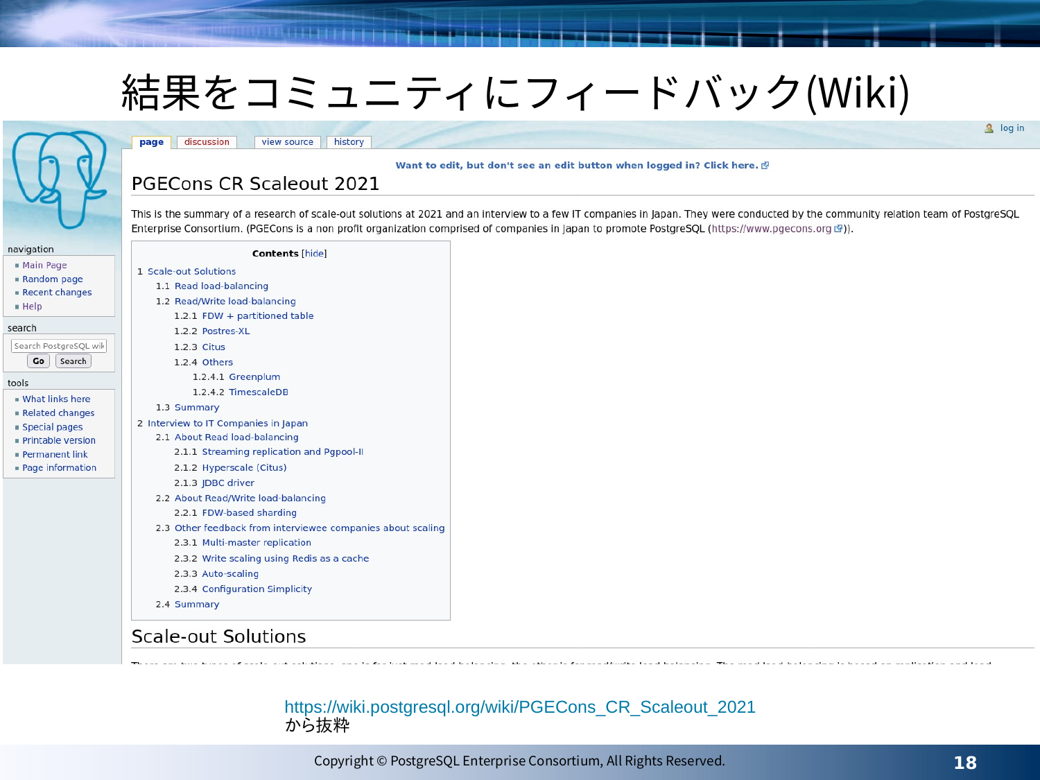# 結果をコミュニティにフィードバック(Wiki)

page | discussion | view source | history

log in

navigation
- Main Page
- Random page
- Recent changes
- Help

search

tools
- What links here
- Related changes
- Special pages
- Printable version
- Permanent link
- Page information

**Want to edit, but don't see an edit button when logged in? Click here.**

## PGECons CR Scaleout 2021

This is the summary of a research of scale-out solutions at 2021 and an interview to a few IT companies in Japan. They were conducted by the community relation team of PostgreSQL Enterprise Consortium. (PGECons is a non profit organization comprised of companies in Japan to promote PostgreSQL (https://www.pgecons.org)).

**Contents** [hide]

- 1 Scale-out Solutions
  - 1.1 Read load-balancing
  - 1.2 Read/Write load-balancing
    - 1.2.1 FDW + partitioned table
    - 1.2.2 Postres-XL
    - 1.2.3 Citus
    - 1.2.4 Others
      - 1.2.4.1 Greenplum
      - 1.2.4.2 TimescaleDB
  - 1.3 Summary
- 2 Interview to IT Companies in Japan
  - 2.1 About Read load-balancing
    - 2.1.1 Streaming replication and Pgpool-II
    - 2.1.2 Hyperscale (Citus)
    - 2.1.3 JDBC driver
  - 2.2 About Read/Write load-balancing
    - 2.2.1 FDW-based sharding
  - 2.3 Other feedback from interviewee companies about scaling
    - 2.3.1 Multi-master replication
    - 2.3.2 Write scaling using Redis as a cache
    - 2.3.3 Auto-scaling
    - 2.3.4 Configuration Simplicity
  - 2.4 Summary

## Scale-out Solutions

https://wiki.postgresql.org/wiki/PGECons_CR_Scaleout_2021
から抜粋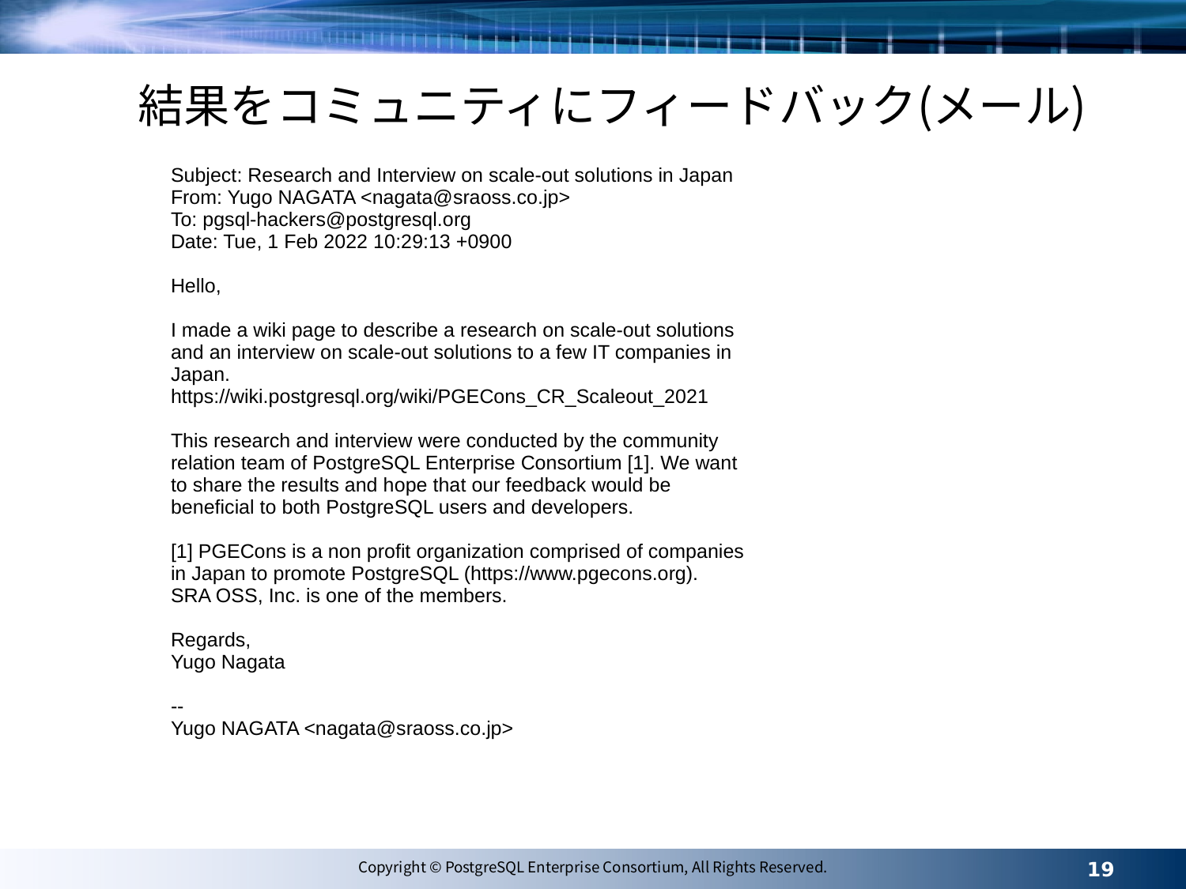# 結果をコミュニティにフィードバック(メール)

Subject: Research and Interview on scale-out solutions in Japan
From: Yugo NAGATA <nagata@sraoss.co.jp>
To: pgsql-hackers@postgresql.org
Date: Tue, 1 Feb 2022 10:29:13 +0900

Hello,

I made a wiki page to describe a research on scale-out solutions and an interview on scale-out solutions to a few IT companies in Japan.
https://wiki.postgresql.org/wiki/PGECons_CR_Scaleout_2021

This research and interview were conducted by the community relation team of PostgreSQL Enterprise Consortium [1]. We want to share the results and hope that our feedback would be beneficial to both PostgreSQL users and developers.

[1] PGECons is a non profit organization comprised of companies in Japan to promote PostgreSQL (https://www.pgecons.org).
SRA OSS, Inc. is one of the members.

Regards,
Yugo Nagata

--
Yugo NAGATA <nagata@sraoss.co.jp>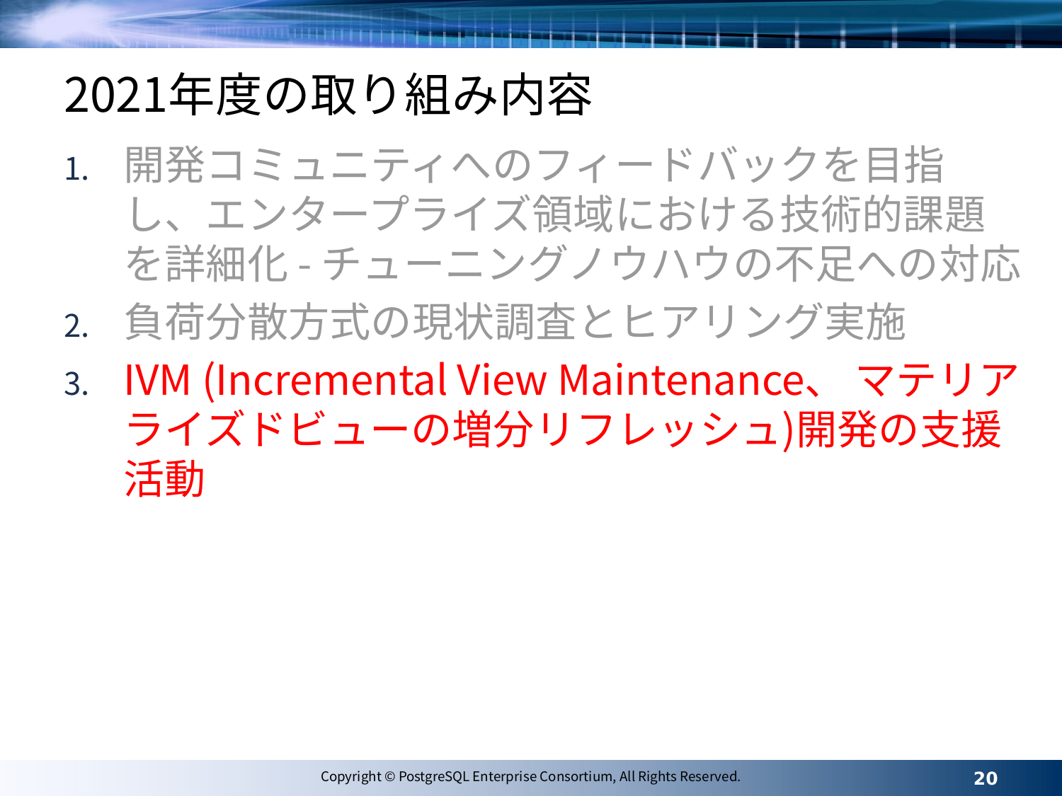# 2021年度の取り組み内容

1. 開発コミュニティへのフィードバックを目指し、エンタープライズ領域における技術的課題を詳細化 - チューニングノウハウの不足への対応
2. 負荷分散方式の現状調査とヒアリング実施
3. IVM (Incremental View Maintenance、 マテリアライズドビューの増分リフレッシュ)開発の支援活動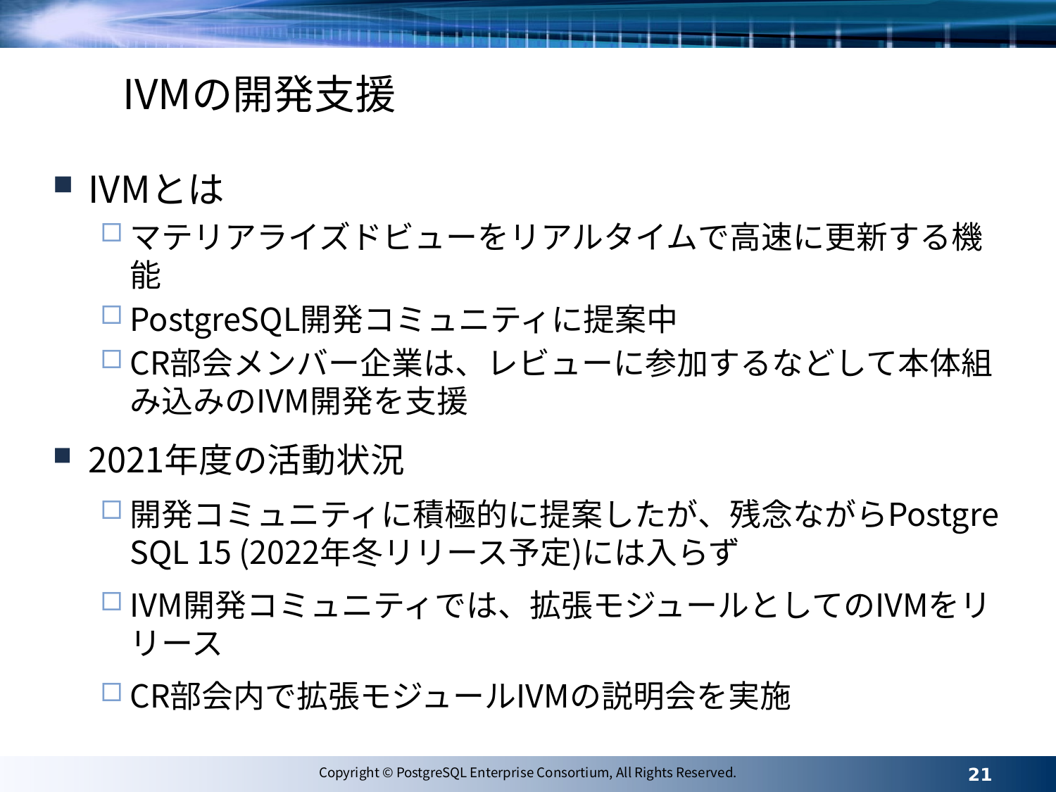# IVMの開発支援

- IVMとは
  - マテリアライズドビューをリアルタイムで高速に更新する機能
  - PostgreSQL開発コミュニティに提案中
  - CR部会メンバー企業は、レビューに参加するなどして本体組み込みのIVM開発を支援
- 2021年度の活動状況
  - 開発コミュニティに積極的に提案したが、残念ながらPostgreSQL 15 (2022年冬リリース予定)には入らず
  - IVM開発コミュニティでは、拡張モジュールとしてのIVMをリリース
  - CR部会内で拡張モジュールIVMの説明会を実施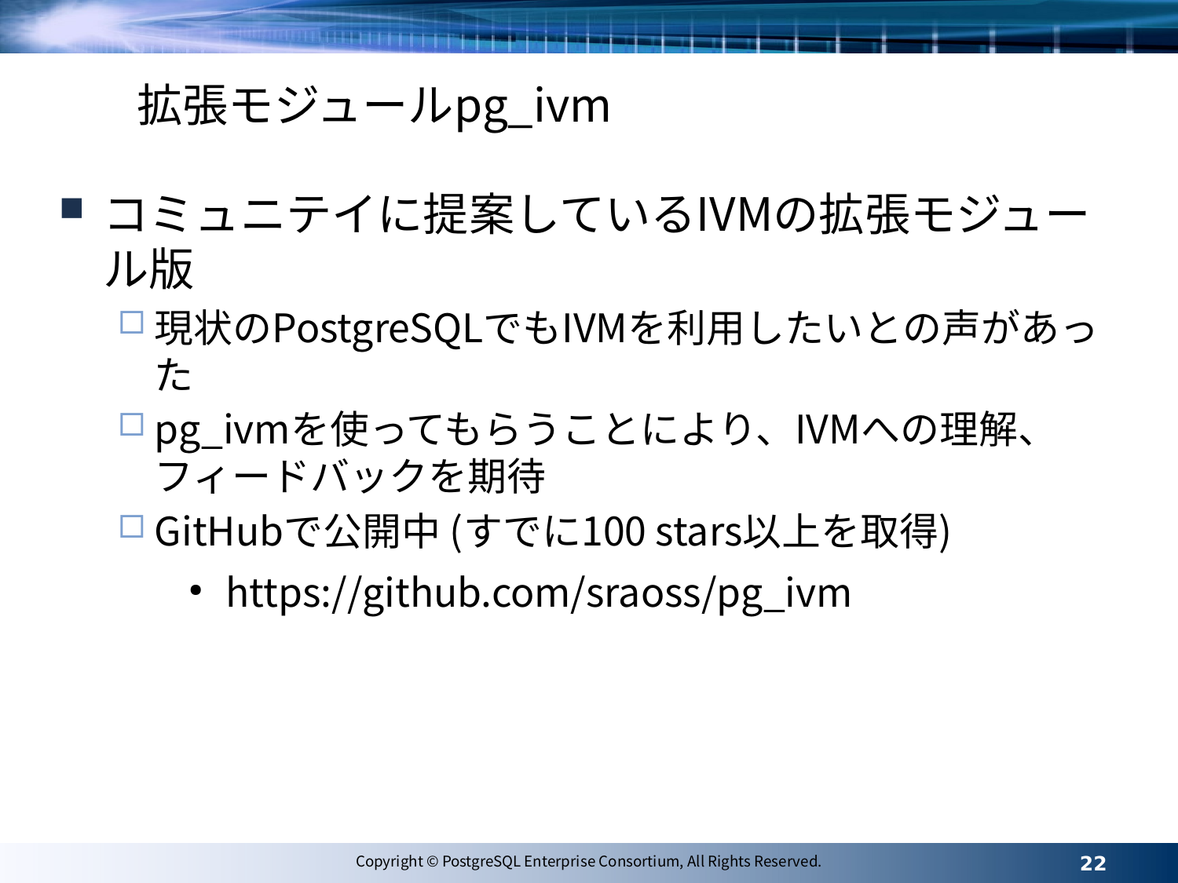# 拡張モジュールpg_ivm

- コミュニテイに提案しているIVMの拡張モジュール版
  - 現状のPostgreSQLでもIVMを利用したいとの声があった
  - pg_ivmを使ってもらうことにより、IVMへの理解、フィードバックを期待
  - GitHubで公開中 (すでに100 stars以上を取得)
    - https://github.com/sraoss/pg_ivm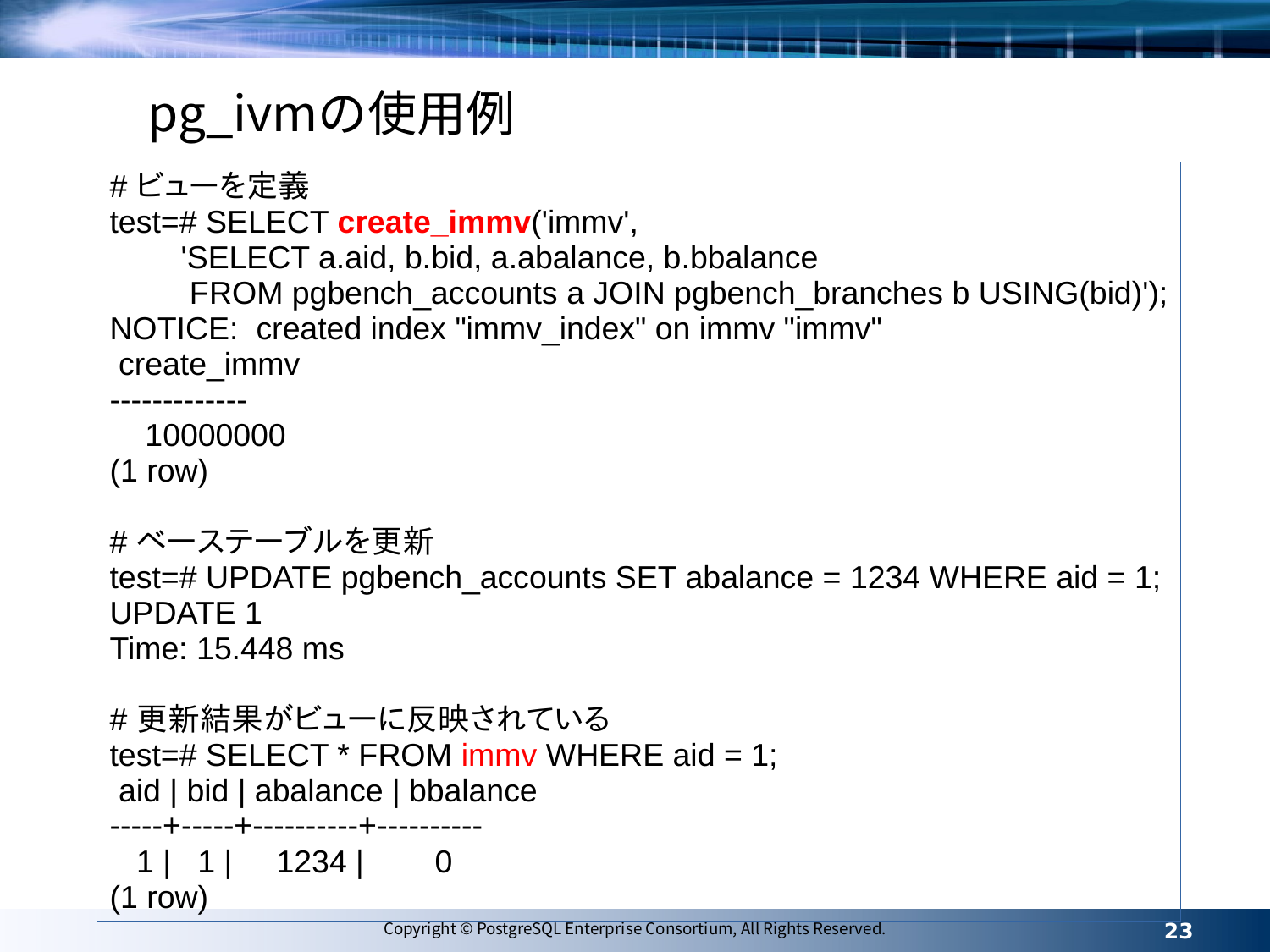# pg_ivmの使用例

```
# ビューを定義
test=# SELECT create_immv('immv',
      'SELECT a.aid, b.bid, a.abalance, b.bbalance
       FROM pgbench_accounts a JOIN pgbench_branches b USING(bid)');
NOTICE:  created index "immv_index" on immv "immv"
 create_immv
-------------
   10000000
(1 row)

# ベーステーブルを更新
test=# UPDATE pgbench_accounts SET abalance = 1234 WHERE aid = 1;
UPDATE 1
Time: 15.448 ms

# 更新結果がビューに反映されている
test=# SELECT * FROM immv WHERE aid = 1;
 aid | bid | abalance | bbalance
-----+-----+----------+----------
   1 |   1 |     1234 |        0
(1 row)
```

Copyright © PostgreSQL Enterprise Consortium, All Rights Reserved.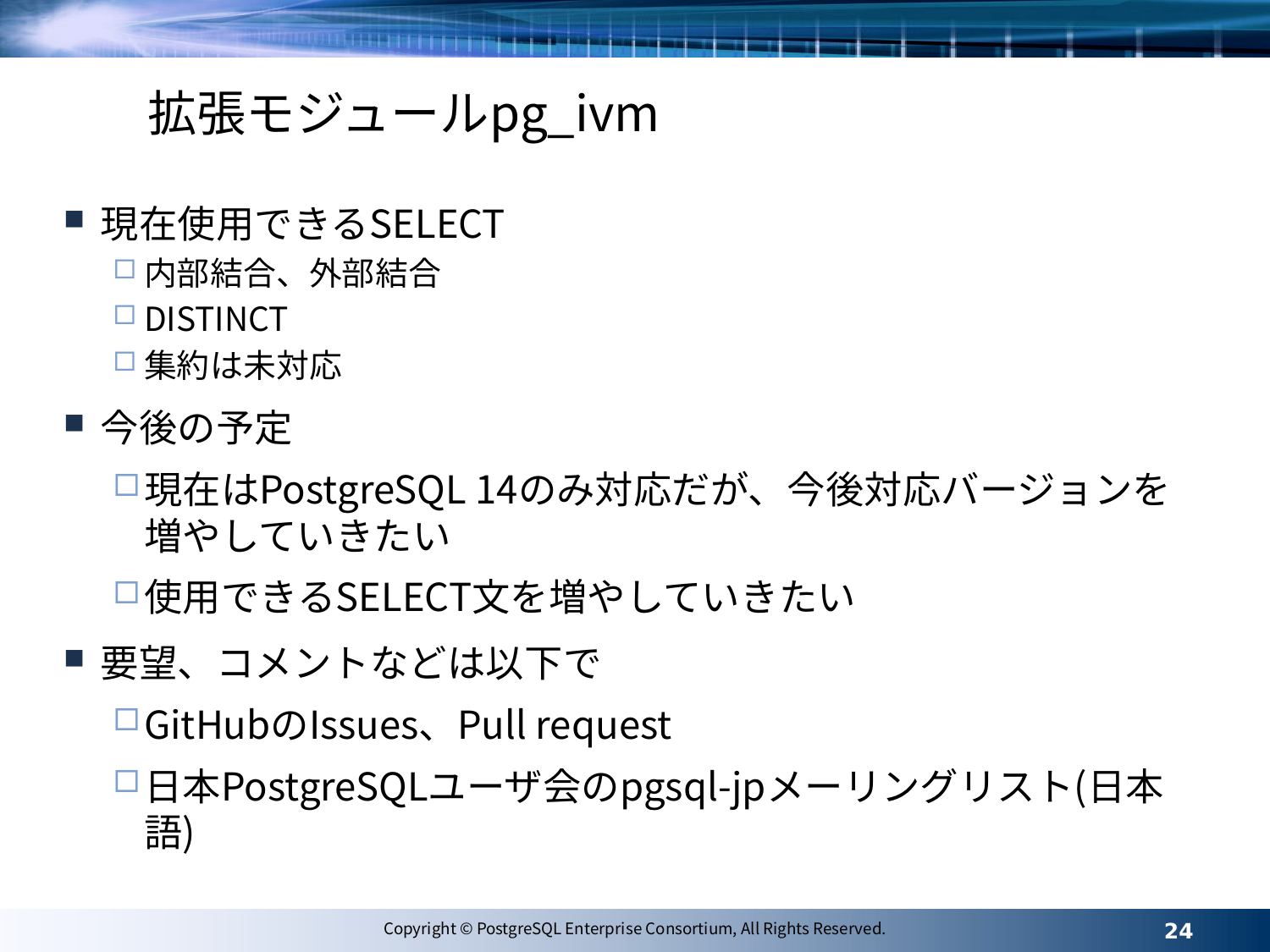# 拡張モジュールpg_ivm

- 現在使用できるSELECT
  - 内部結合、外部結合
  - DISTINCT
  - 集約は未対応
- 今後の予定
  - 現在はPostgreSQL 14のみ対応だが、今後対応バージョンを増やしていきたい
  - 使用できるSELECT文を増やしていきたい
- 要望、コメントなどは以下で
  - GitHubのIssues、Pull request
  - 日本PostgreSQLユーザ会のpgsql-jpメーリングリスト(日本語)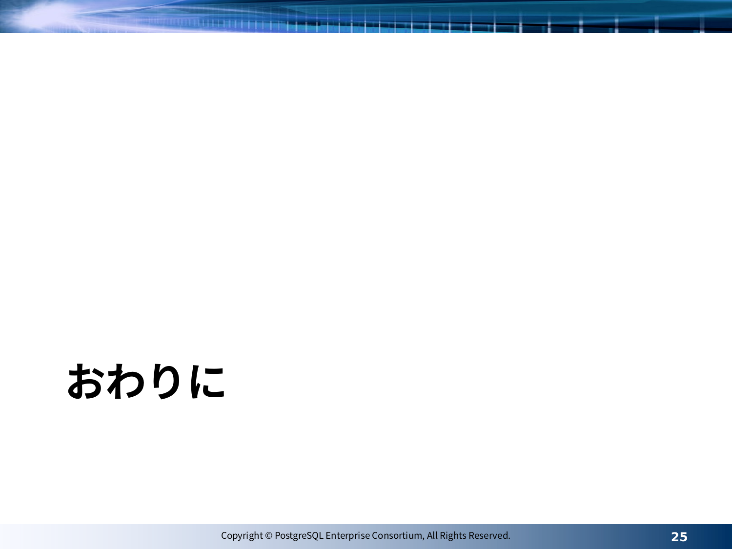# おわりに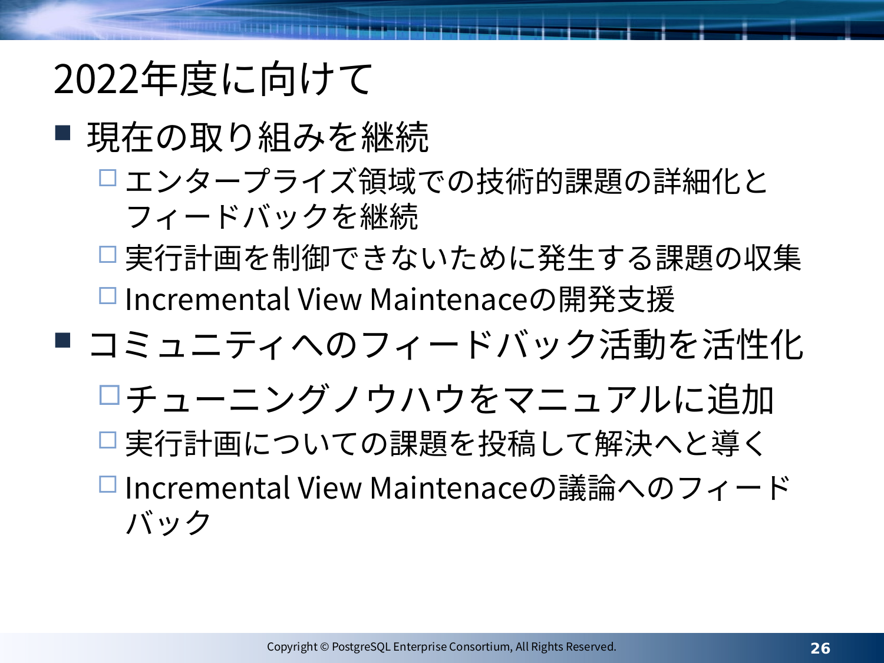# 2022年度に向けて

- 現在の取り組みを継続
  - エンタープライズ領域での技術的課題の詳細化とフィードバックを継続
  - 実行計画を制御できないために発生する課題の収集
  - Incremental View Maintenaceの開発支援
- コミュニティへのフィードバック活動を活性化
  - チューニングノウハウをマニュアルに追加
  - 実行計画についての課題を投稿して解決へと導く
  - Incremental View Maintenaceの議論へのフィードバック

Copyright © PostgreSQL Enterprise Consortium, All Rights Reserved.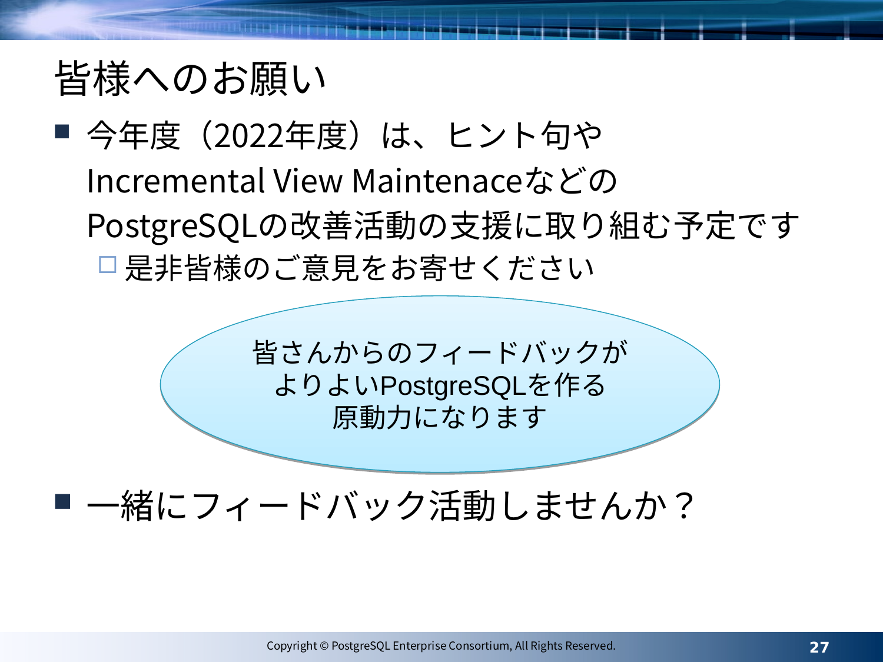# 皆様へのお願い

- 今年度（2022年度）は、ヒント句やIncremental View MaintenaceなどのPostgreSQLの改善活動の支援に取り組む予定です
  - 是非皆様のご意見をお寄せください

皆さんからのフィードバックが
よりよいPostgreSQLを作る
原動力になります

- 一緒にフィードバック活動しませんか？

Copyright © PostgreSQL Enterprise Consortium, All Rights Reserved.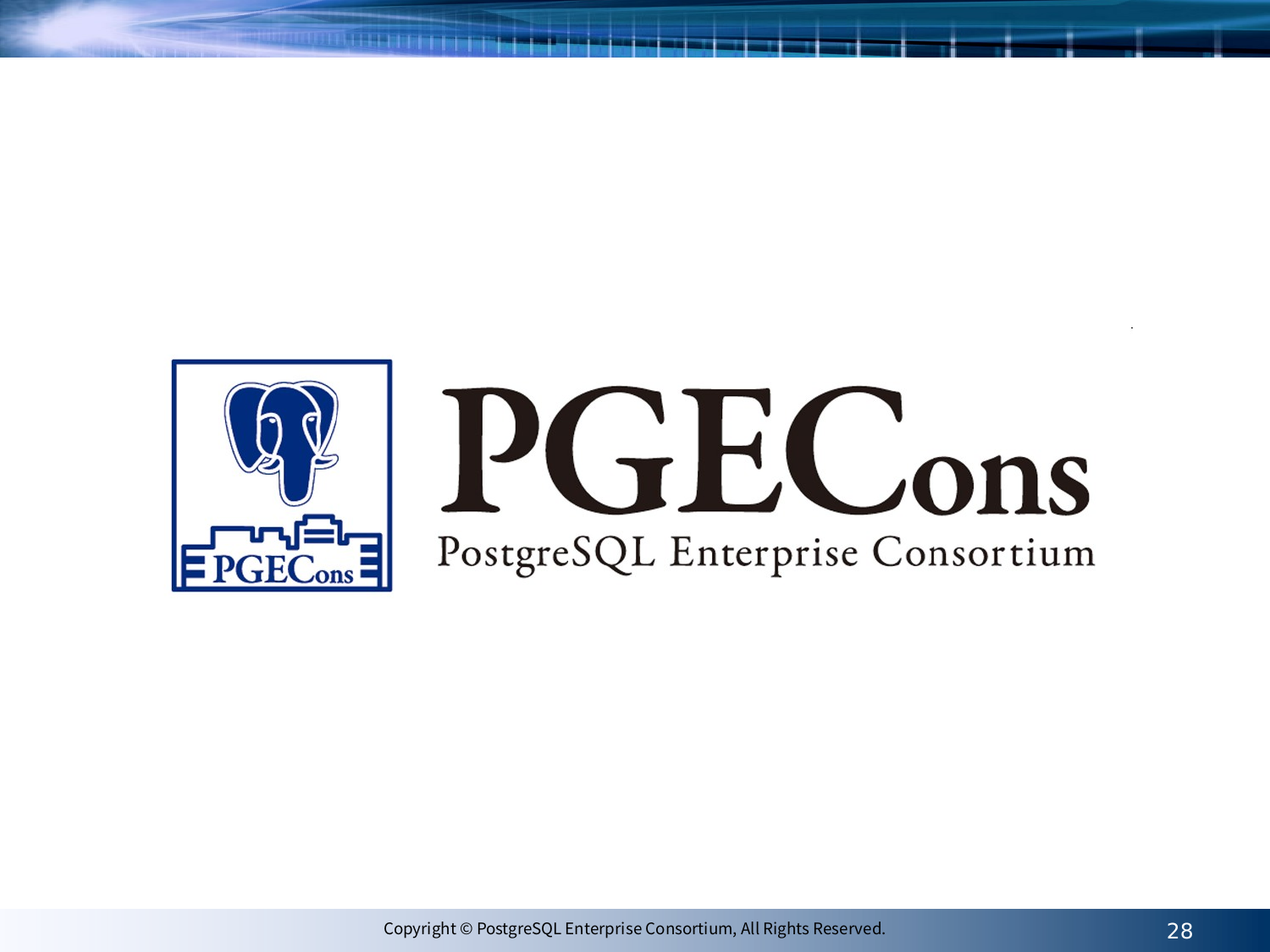PGECons

PostgreSQL Enterprise Consortium